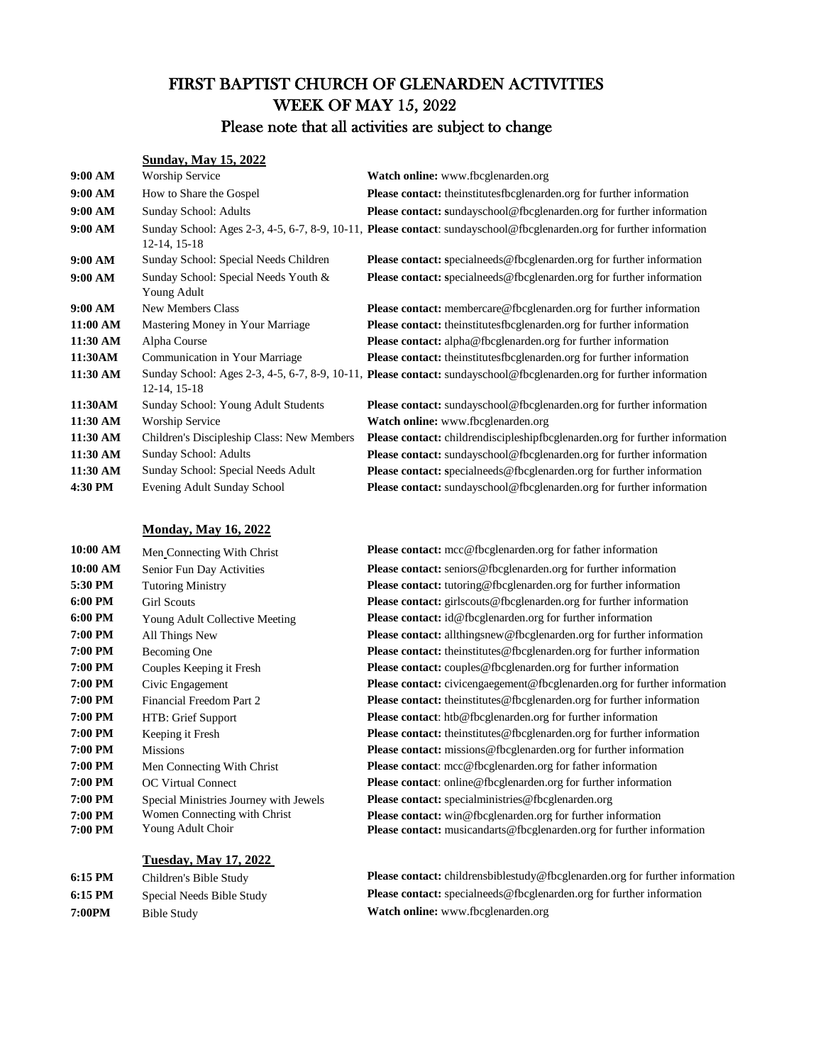# FIRST BAPTIST CHURCH OF GLENARDEN ACTIVITIES
## WEEK OF MAY 15, 2022
### Please note that all activities are subject to change

**Sunday, May 15, 2022**

| | | |
|---|---|---|
| **9:00 AM** | Worship Service | **Watch online:** www.fbcglenarden.org |
| **9:00 AM** | How to Share the Gospel | **Please contact:** theinstitutesfbcglenarden.org for further information |
| **9:00 AM** | Sunday School: Adults | **Please contact: s**undayschool@fbcglenarden.org for further information |
| **9:00 AM** | Sunday School: Ages 2-3, 4-5, 6-7, 8-9, 10-11, 12-14, 15-18 | **Please contact**: sundayschool@fbcglenarden.org for further information |
| **9:00 AM** | Sunday School: Special Needs Children | **Please contact: s**pecialneeds@fbcglenarden.org for further information |
| **9:00 AM** | Sunday School: Special Needs Youth & Young Adult | **Please contact: s**pecialneeds@fbcglenarden.org for further information |
| **9:00 AM** | New Members Class | **Please contact:** membercare@fbcglenarden.org for further information |
| **11:00 AM** | Mastering Money in Your Marriage | **Please contact:** theinstitutesfbcglenarden.org for further information |
| **11:30 AM** | Alpha Course | **Please contact:** alpha@fbcglenarden.org for further information |
| **11:30AM** | Communication in Your Marriage | **Please contact:** theinstitutesfbcglenarden.org for further information |
| **11:30 AM** | Sunday School: Ages 2-3, 4-5, 6-7, 8-9, 10-11, 12-14, 15-18 | **Please contact:** sundayschool@fbcglenarden.org for further information |
| **11:30AM** | Sunday School: Young Adult Students | **Please contact:** sundayschool@fbcglenarden.org for further information |
| **11:30 AM** | Worship Service | **Watch online:** www.fbcglenarden.org |
| **11:30 AM** | Children's Discipleship Class: New Members | **Please contact:** childrendiscipleshipfbcglenarden.org for further information |
| **11:30 AM** | Sunday School: Adults | **Please contact:** sundayschool@fbcglenarden.org for further information |
| **11:30 AM** | Sunday School: Special Needs Adult | **Please contact: s**pecialneeds@fbcglenarden.org for further information |
| **4:30 PM** | Evening Adult Sunday School | **Please contact:** sundayschool@fbcglenarden.org for further information |

**Monday, May 16, 2022**

| | | |
|---|---|---|
| **10:00 AM** | Men Connecting With Christ | **Please contact:** mcc@fbcglenarden.org for father information |
| **10:00 AM** | Senior Fun Day Activities | **Please contact:** seniors@fbcglenarden.org for further information |
| **5:30 PM** | Tutoring Ministry | **Please contact:** tutoring@fbcglenarden.org for further information |
| **6:00 PM** | Girl Scouts | **Please contact:** girlscouts@fbcglenarden.org for further information |
| **6:00 PM** | Young Adult Collective Meeting | **Please contact:** id@fbcglenarden.org for further information |
| **7:00 PM** | All Things New | **Please contact:** allthingsnew@fbcglenarden.org for further information |
| **7:00 PM** | Becoming One | **Please contact:** theinstitutes@fbcglenarden.org for further information |
| **7:00 PM** | Couples Keeping it Fresh | **Please contact:** couples@fbcglenarden.org for further information |
| **7:00 PM** | Civic Engagement | **Please contact:** civicengaegement@fbcglenarden.org for further information |
| **7:00 PM** | Financial Freedom Part 2 | **Please contact:** theinstitutes@fbcglenarden.org for further information |
| **7:00 PM** | HTB: Grief Support | **Please contact**: htb@fbcglenarden.org for further information |
| **7:00 PM** | Keeping it Fresh | **Please contact:** theinstitutes@fbcglenarden.org for further information |
| **7:00 PM** | Missions | **Please contact:** missions@fbcglenarden.org for further information |
| **7:00 PM** | Men Connecting With Christ | **Please contact**: mcc@fbcglenarden.org for father information |
| **7:00 PM** | OC Virtual Connect | **Please contact**: online@fbcglenarden.org for further information |
| **7:00 PM** | Special Ministries Journey with Jewels | **Please contact:** specialministries@fbcglenarden.org |
| **7:00 PM** | Women Connecting with Christ | **Please contact:** win@fbcglenarden.org for further information |
| **7:00 PM** | Young Adult Choir | **Please contact:** musicandarts@fbcglenarden.org for further information |

**Tuesday, May 17, 2022**

| | | |
|---|---|---|
| **6:15 PM** | Children's Bible Study | **Please contact:** childrensbiblestudy@fbcglenarden.org for further information |
| **6:15 PM** | Special Needs Bible Study | **Please contact:** specialneeds@fbcglenarden.org for further information |
| **7:00PM** | Bible Study | **Watch online:** www.fbcglenarden.org |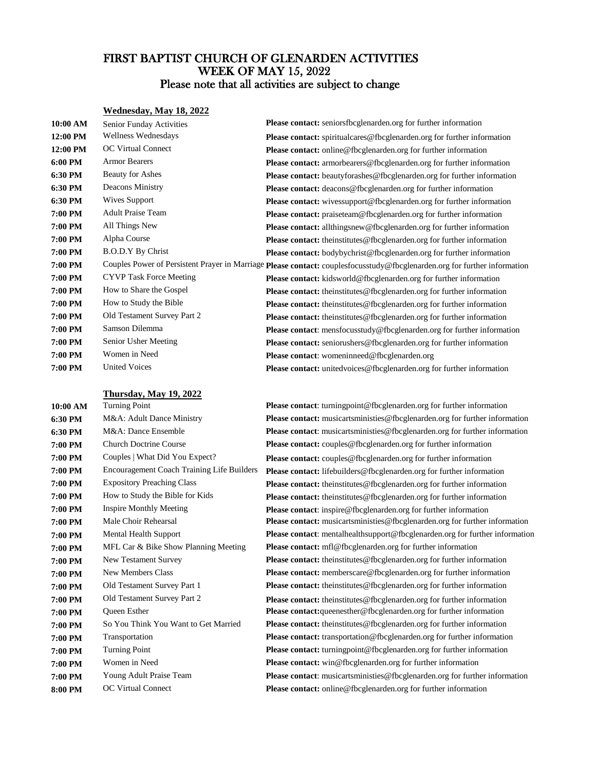# FIRST BAPTIST CHURCH OF GLENARDEN ACTIVITIES
## WEEK OF MAY 15, 2022
### Please note that all activities are subject to change

**Wednesday, May 18, 2022**

| Time | Activity | Contact |
|---|---|---|
| **10:00 AM** | Senior Funday Activities | **Please contact:** seniorsfbcglenarden.org for further information |
| **12:00 PM** | Wellness Wednesdays | **Please contact:** spiritualcares@fbcglenarden.org for further information |
| **12:00 PM** | OC Virtual Connect | **Please contact:** online@fbcglenarden.org for further information |
| **6:00 PM** | Armor Bearers | **Please contact:** armorbearers@fbcglenarden.org for further information |
| **6:30 PM** | Beauty for Ashes | **Please contact:** beautyforashes@fbcglenarden.org for further information |
| **6:30 PM** | Deacons Ministry | **Please contact:** deacons@fbcglenarden.org for further information |
| **6:30 PM** | Wives Support | **Please contact:** wivessupport@fbcglenarden.org for further information |
| **7:00 PM** | Adult Praise Team | **Please contact:** praiseteam@fbcglenarden.org for further information |
| **7:00 PM** | All Things New | **Please contact:** allthingsnew@fbcglenarden.org for further information |
| **7:00 PM** | Alpha Course | **Please contact:** theinstitutes@fbcglenarden.org for further information |
| **7:00 PM** | B.O.D.Y By Christ | **Please contact:** bodybychrist@fbcglenarden.org for further information |
| **7:00 PM** | Couples Power of Persistent Prayer in Marriage | **Please contact:** couplesfocusstudy@fbcglenarden.org for further information |
| **7:00 PM** | CYVP Task Force Meeting | **Please contact:** kidsworld@fbcglenarden.org for further information |
| **7:00 PM** | How to Share the Gospel | **Please contact:** theinstitutes@fbcglenarden.org for further information |
| **7:00 PM** | How to Study the Bible | **Please contact:** theinstitutes@fbcglenarden.org for further information |
| **7:00 PM** | Old Testament Survey Part 2 | **Please contact:** theinstitutes@fbcglenarden.org for further information |
| **7:00 PM** | Samson Dilemma | **Please contact**: mensfocusstudy@fbcglenarden.org for further information |
| **7:00 PM** | Senior Usher Meeting | **Please contact:** seniorushers@fbcglenarden.org for further information |
| **7:00 PM** | Women in Need | **Please contact**: womeninneed@fbcglenarden.org |
| **7:00 PM** | United Voices | **Please contact:** unitedvoices@fbcglenarden.org for further information |

**Thursday, May 19, 2022**

| Time | Activity | Contact |
|---|---|---|
| **10:00 AM** | Turning Point | **Please contact**: turningpoint@fbcglenarden.org for further information |
| **6:30 PM** | M&A: Adult Dance Ministry | **Please contact:** musicartsministies@fbcglenarden.org for further information |
| **6:30 PM** | M&A: Dance Ensemble | **Please contact**: musicartsministies@fbcglenarden.org for further information |
| **7:00 PM** | Church Doctrine Course | **Please contact:** couples@fbcglenarden.org for further information |
| **7:00 PM** | Couples \| What Did You Expect? | **Please contact:** couples@fbcglenarden.org for further information |
| **7:00 PM** | Encouragement Coach Training Life Builders | **Please contact:** lifebuilders@fbcglenarden.org for further information |
| **7:00 PM** | Expository Preaching Class | **Please contact:** theinstitutes@fbcglenarden.org for further information |
| **7:00 PM** | How to Study the Bible for Kids | **Please contact:** theinstitutes@fbcglenarden.org for further information |
| **7:00 PM** | Inspire Monthly Meeting | **Please contact**: inspire@fbcglenarden.org for further information |
| **7:00 PM** | Male Choir Rehearsal | **Please contact:** musicartsministies@fbcglenarden.org for further information |
| **7:00 PM** | Mental Health Support | **Please contact**: mentalhealthsupport@fbcglenarden.org for further information |
| **7:00 PM** | MFL Car & Bike Show Planning Meeting | **Please contact:** mfl@fbcglenarden.org for further information |
| **7:00 PM** | New Testament Survey | **Please contact:** theinstitutes@fbcglenarden.org for further information |
| **7:00 PM** | New Members Class | **Please contact:** memberscare@fbcglenarden.org for further information |
| **7:00 PM** | Old Testament Survey Part 1 | **Please contact:** theinstitutes@fbcglenarden.org for further information |
| **7:00 PM** | Old Testament Survey Part 2 | **Please contact:** theinstitutes@fbcglenarden.org for further information |
| **7:00 PM** | Queen Esther | **Please contact:**queenesther@fbcglenarden.org for further information |
| **7:00 PM** | So You Think You Want to Get Married | **Please contact:** theinstitutes@fbcglenarden.org for further information |
| **7:00 PM** | Transportation | **Please contact:** transportation@fbcglenarden.org for further information |
| **7:00 PM** | Turning Point | **Please contact:** turningpoint@fbcglenarden.org for further information |
| **7:00 PM** | Women in Need | **Please contact:** win@fbcglenarden.org for further information |
| **7:00 PM** | Young Adult Praise Team | **Please contact**: musicartsministies@fbcglenarden.org for further information |
| **8:00 PM** | OC Virtual Connect | **Please contact:** online@fbcglenarden.org for further information |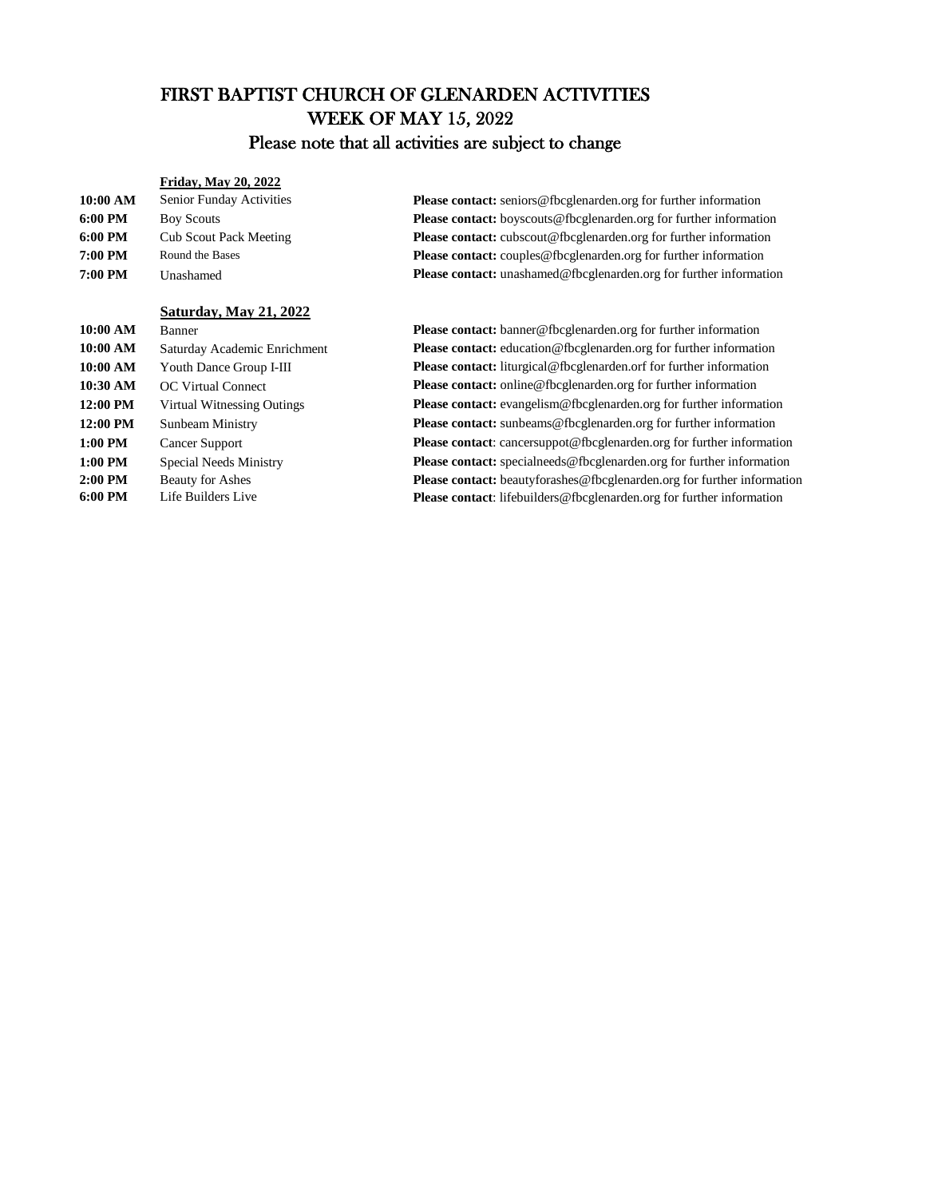# FIRST BAPTIST CHURCH OF GLENARDEN ACTIVITIES
## WEEK OF MAY 15, 2022
### Please note that all activities are subject to change

| | | |
|---|---|---|
| | **Friday, May 20, 2022** | |
| **10:00 AM** | Senior Funday Activities | **Please contact:** seniors@fbcglenarden.org for further information |
| **6:00 PM** | Boy Scouts | **Please contact:** boyscouts@fbcglenarden.org for further information |
| **6:00 PM** | Cub Scout Pack Meeting | **Please contact:** cubscout@fbcglenarden.org for further information |
| **7:00 PM** | Round the Bases | **Please contact:** couples@fbcglenarden.org for further information |
| **7:00 PM** | Unashamed | **Please contact:** unashamed@fbcglenarden.org for further information |
| | **Saturday, May 21, 2022** | |
| **10:00 AM** | Banner | **Please contact:** banner@fbcglenarden.org for further information |
| **10:00 AM** | Saturday Academic Enrichment | **Please contact:** education@fbcglenarden.org for further information |
| **10:00 AM** | Youth Dance Group I-III | **Please contact:** liturgical@fbcglenarden.orf for further information |
| **10:30 AM** | OC Virtual Connect | **Please contact:** online@fbcglenarden.org for further information |
| **12:00 PM** | Virtual Witnessing Outings | **Please contact:** evangelism@fbcglenarden.org for further information |
| **12:00 PM** | Sunbeam Ministry | **Please contact:** sunbeams@fbcglenarden.org for further information |
| **1:00 PM** | Cancer Support | **Please contact**: cancersuppot@fbcglenarden.org for further information |
| **1:00 PM** | Special Needs Ministry | **Please contact:** specialneeds@fbcglenarden.org for further information |
| **2:00 PM** | Beauty for Ashes | **Please contact:** beautyforashes@fbcglenarden.org for further information |
| **6:00 PM** | Life Builders Live | **Please contact**: lifebuilders@fbcglenarden.org for further information |